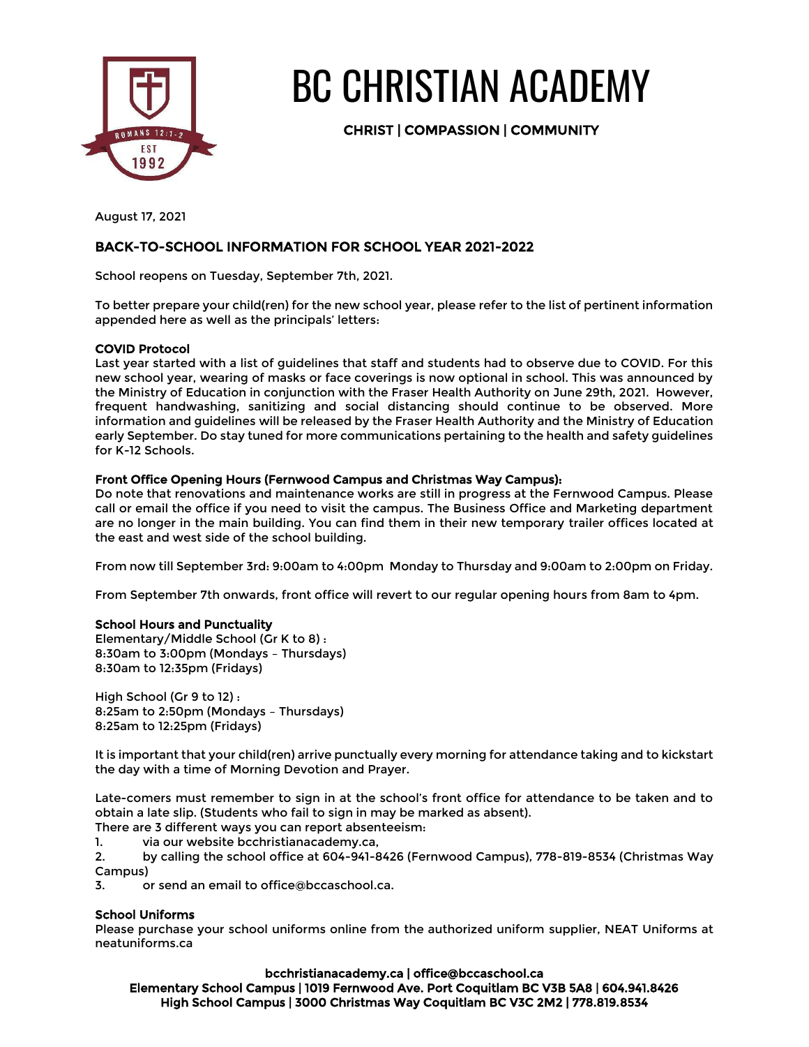# BC CHRISTIAN ACADEMY

**CHRIST | COMPASSION | COMMUNITY**

August 17, 2021

## BACK-TO-SCHOOL INFORMATION FOR SCHOOL YEAR 2021-2022

School reopens on Tuesday, September 7th, 2021.

To better prepare your child(ren) for the new school year, please refer to the list of pertinent information appended here as well as the principals' letters:

**COVID Protocol**

Last year started with a list of guidelines that staff and students had to observe due to COVID. For this new school year, wearing of masks or face coverings is now optional in school. This was announced by the Ministry of Education in conjunction with the Fraser Health Authority on June 29th, 2021. However, frequent handwashing, sanitizing and social distancing should continue to be observed. More information and guidelines will be released by the Fraser Health Authority and the Ministry of Education early September. Do stay tuned for more communications pertaining to the health and safety guidelines for K-12 Schools.

**Front Office Opening Hours (Fernwood Campus and Christmas Way Campus):**

Do note that renovations and maintenance works are still in progress at the Fernwood Campus. Please call or email the office if you need to visit the campus. The Business Office and Marketing department are no longer in the main building. You can find them in their new temporary trailer offices located at the east and west side of the school building.

From now till September 3rd: 9:00am to 4:00pm Monday to Thursday and 9:00am to 2:00pm on Friday.

From September 7th onwards, front office will revert to our regular opening hours from 8am to 4pm.

**School Hours and Punctuality**

Elementary/Middle School (Gr K to 8) :
8:30am to 3:00pm (Mondays – Thursdays)
8:30am to 12:35pm (Fridays)

High School (Gr 9 to 12) :
8:25am to 2:50pm (Mondays – Thursdays)
8:25am to 12:25pm (Fridays)

It is important that your child(ren) arrive punctually every morning for attendance taking and to kickstart the day with a time of Morning Devotion and Prayer.

Late-comers must remember to sign in at the school's front office for attendance to be taken and to obtain a late slip. (Students who fail to sign in may be marked as absent).

There are 3 different ways you can report absenteeism:

1. via our website bcchristianacademy.ca,
2. by calling the school office at 604-941-8426 (Fernwood Campus), 778-819-8534 (Christmas Way Campus)
3. or send an email to office@bccaschool.ca.

**School Uniforms**

Please purchase your school uniforms online from the authorized uniform supplier, NEAT Uniforms at neatuniforms.ca

bcchristianacademy.ca | office@bccaschool.ca
Elementary School Campus | 1019 Fernwood Ave. Port Coquitlam BC V3B 5A8 | 604.941.8426
High School Campus | 3000 Christmas Way Coquitlam BC V3C 2M2 | 778.819.8534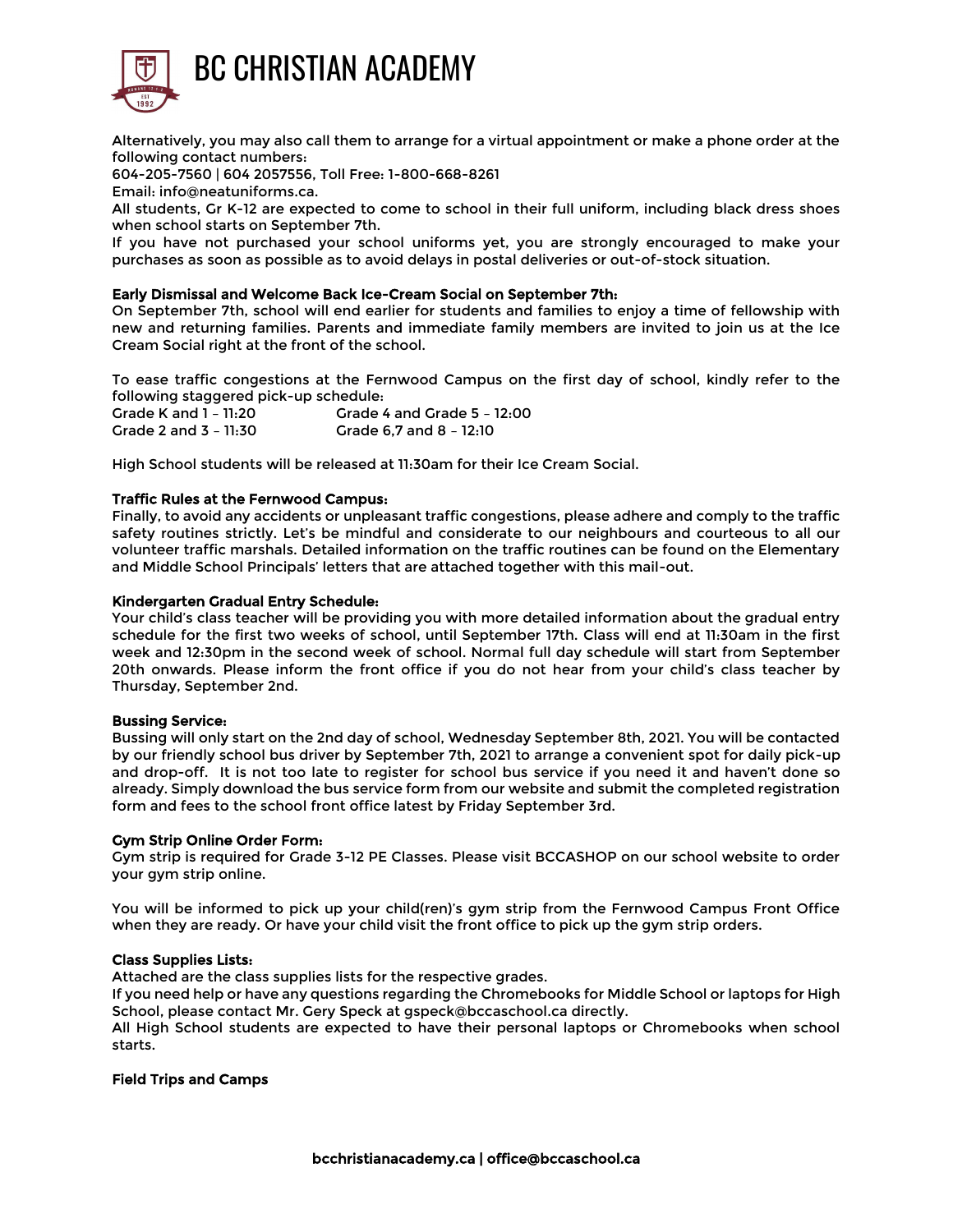Alternatively, you may also call them to arrange for a virtual appointment or make a phone order at the following contact numbers:

604-205-7560 | 604 2057556, Toll Free: 1-800-668-8261

Email: info@neatuniforms.ca.

All students, Gr K-12 are expected to come to school in their full uniform, including black dress shoes when school starts on September 7th.

If you have not purchased your school uniforms yet, you are strongly encouraged to make your purchases as soon as possible as to avoid delays in postal deliveries or out-of-stock situation.

### Early Dismissal and Welcome Back Ice-Cream Social on September 7th:

On September 7th, school will end earlier for students and families to enjoy a time of fellowship with new and returning families. Parents and immediate family members are invited to join us at the Ice Cream Social right at the front of the school.

To ease traffic congestions at the Fernwood Campus on the first day of school, kindly refer to the following staggered pick-up schedule:

Grade K and 1 – 11:20
Grade 2 and 3 – 11:30
Grade 4 and Grade 5 – 12:00
Grade 6,7 and 8 – 12:10

High School students will be released at 11:30am for their Ice Cream Social.

### Traffic Rules at the Fernwood Campus:

Finally, to avoid any accidents or unpleasant traffic congestions, please adhere and comply to the traffic safety routines strictly. Let's be mindful and considerate to our neighbours and courteous to all our volunteer traffic marshals. Detailed information on the traffic routines can be found on the Elementary and Middle School Principals' letters that are attached together with this mail-out.

### Kindergarten Gradual Entry Schedule:

Your child's class teacher will be providing you with more detailed information about the gradual entry schedule for the first two weeks of school, until September 17th. Class will end at 11:30am in the first week and 12:30pm in the second week of school. Normal full day schedule will start from September 20th onwards. Please inform the front office if you do not hear from your child's class teacher by Thursday, September 2nd.

### Bussing Service:

Bussing will only start on the 2nd day of school, Wednesday September 8th, 2021. You will be contacted by our friendly school bus driver by September 7th, 2021 to arrange a convenient spot for daily pick-up and drop-off. It is not too late to register for school bus service if you need it and haven't done so already. Simply download the bus service form from our website and submit the completed registration form and fees to the school front office latest by Friday September 3rd.

### Gym Strip Online Order Form:

Gym strip is required for Grade 3-12 PE Classes. Please visit BCCASHOP on our school website to order your gym strip online.

You will be informed to pick up your child(ren)'s gym strip from the Fernwood Campus Front Office when they are ready. Or have your child visit the front office to pick up the gym strip orders.

### Class Supplies Lists:

Attached are the class supplies lists for the respective grades.

If you need help or have any questions regarding the Chromebooks for Middle School or laptops for High School, please contact Mr. Gery Speck at gspeck@bccaschool.ca directly.

All High School students are expected to have their personal laptops or Chromebooks when school starts.

### Field Trips and Camps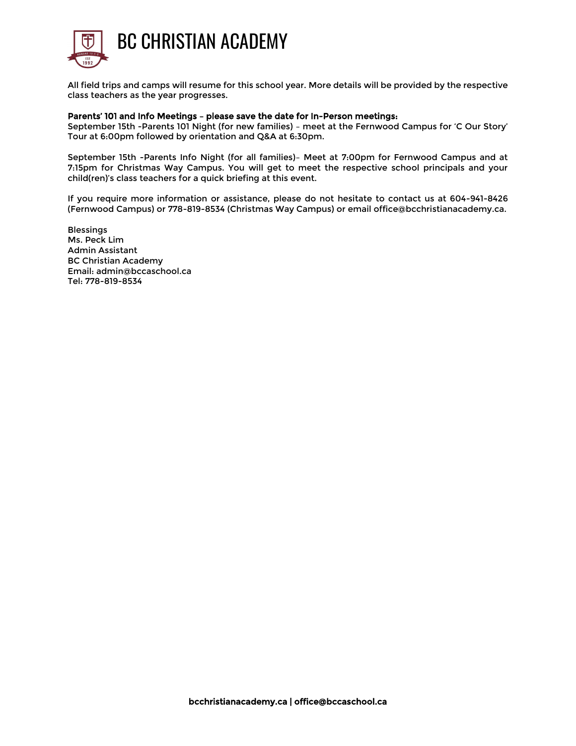All field trips and camps will resume for this school year. More details will be provided by the respective class teachers as the year progresses.

**Parents' 101 and Info Meetings – please save the date for In-Person meetings:**
September 15th -Parents 101 Night (for new families) – meet at the Fernwood Campus for 'C Our Story' Tour at 6:00pm followed by orientation and Q&A at 6:30pm.

September 15th -Parents Info Night (for all families)– Meet at 7:00pm for Fernwood Campus and at 7:15pm for Christmas Way Campus. You will get to meet the respective school principals and your child(ren)'s class teachers for a quick briefing at this event.

If you require more information or assistance, please do not hesitate to contact us at 604-941-8426 (Fernwood Campus) or 778-819-8534 (Christmas Way Campus) or email office@bcchristianacademy.ca.

Blessings
Ms. Peck Lim
Admin Assistant
BC Christian Academy
Email: admin@bccaschool.ca
Tel: 778-819-8534